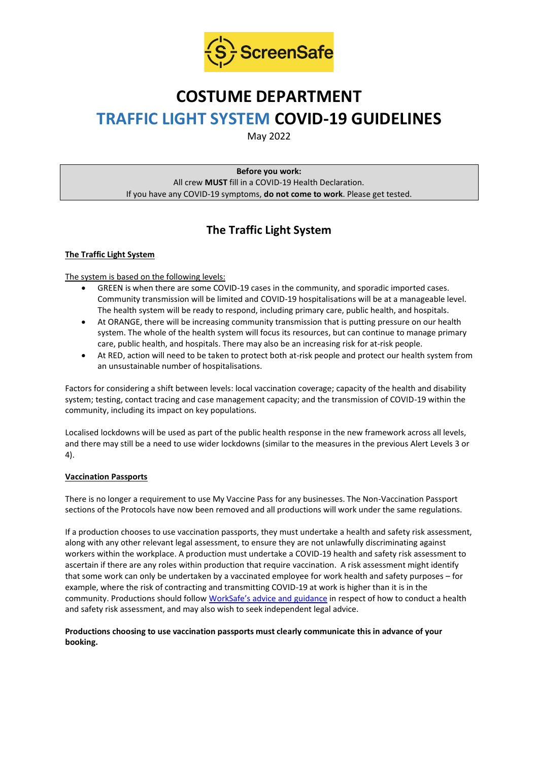# COSTUME DEPARTMENT

# TRAFFIC LIGHT SYSTEM COVID-19 GUIDELINES

May 2022

**Before you work:**
All crew **MUST** fill in a COVID-19 Health Declaration.
If you have any COVID-19 symptoms, **do not come to work**. Please get tested.

## The Traffic Light System

### The Traffic Light System

The system is based on the following levels:

- GREEN is when there are some COVID-19 cases in the community, and sporadic imported cases. Community transmission will be limited and COVID-19 hospitalisations will be at a manageable level. The health system will be ready to respond, including primary care, public health, and hospitals.
- At ORANGE, there will be increasing community transmission that is putting pressure on our health system. The whole of the health system will focus its resources, but can continue to manage primary care, public health, and hospitals. There may also be an increasing risk for at-risk people.
- At RED, action will need to be taken to protect both at-risk people and protect our health system from an unsustainable number of hospitalisations.

Factors for considering a shift between levels: local vaccination coverage; capacity of the health and disability system; testing, contact tracing and case management capacity; and the transmission of COVID-19 within the community, including its impact on key populations.

Localised lockdowns will be used as part of the public health response in the new framework across all levels, and there may still be a need to use wider lockdowns (similar to the measures in the previous Alert Levels 3 or 4).

### Vaccination Passports

There is no longer a requirement to use My Vaccine Pass for any businesses. The Non-Vaccination Passport sections of the Protocols have now been removed and all productions will work under the same regulations.

If a production chooses to use vaccination passports, they must undertake a health and safety risk assessment, along with any other relevant legal assessment, to ensure they are not unlawfully discriminating against workers within the workplace. A production must undertake a COVID-19 health and safety risk assessment to ascertain if there are any roles within production that require vaccination. A risk assessment might identify that some work can only be undertaken by a vaccinated employee for work health and safety purposes – for example, where the risk of contracting and transmitting COVID-19 at work is higher than it is in the community. Productions should follow WorkSafe's advice and guidance in respect of how to conduct a health and safety risk assessment, and may also wish to seek independent legal advice.

**Productions choosing to use vaccination passports must clearly communicate this in advance of your booking.**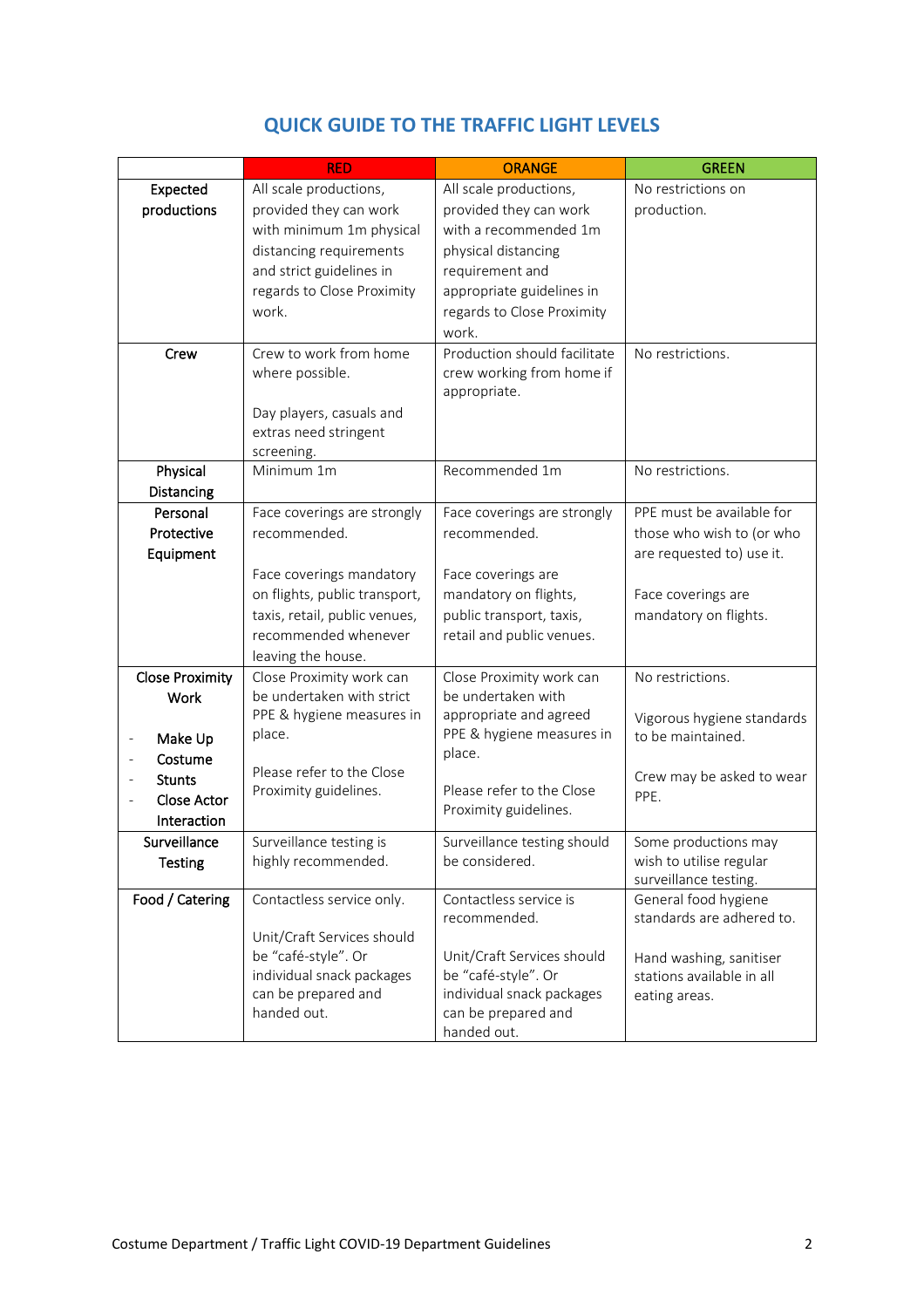## QUICK GUIDE TO THE TRAFFIC LIGHT LEVELS

| | RED | ORANGE | GREEN |
|---|---|---|---|
| **Expected productions** | All scale productions, provided they can work with minimum 1m physical distancing requirements and strict guidelines in regards to Close Proximity work. | All scale productions, provided they can work with a recommended 1m physical distancing requirement and appropriate guidelines in regards to Close Proximity work. | No restrictions on production. |
| **Crew** | Crew to work from home where possible.<br><br>Day players, casuals and extras need stringent screening. | Production should facilitate crew working from home if appropriate. | No restrictions. |
| **Physical Distancing** | Minimum 1m | Recommended 1m | No restrictions. |
| **Personal Protective Equipment** | Face coverings are strongly recommended.<br><br>Face coverings mandatory on flights, public transport, taxis, retail, public venues, recommended whenever leaving the house. | Face coverings are strongly recommended.<br><br>Face coverings are mandatory on flights, public transport, taxis, retail and public venues. | PPE must be available for those who wish to (or who are requested to) use it.<br><br>Face coverings are mandatory on flights. |
| **Close Proximity Work**<br><br>- Make Up<br>- Costume<br>- Stunts<br>- Close Actor Interaction | Close Proximity work can be undertaken with strict PPE & hygiene measures in place.<br><br>Please refer to the Close Proximity guidelines. | Close Proximity work can be undertaken with appropriate and agreed PPE & hygiene measures in place.<br><br>Please refer to the Close Proximity guidelines. | No restrictions.<br><br>Vigorous hygiene standards to be maintained.<br><br>Crew may be asked to wear PPE. |
| **Surveillance Testing** | Surveillance testing is highly recommended. | Surveillance testing should be considered. | Some productions may wish to utilise regular surveillance testing. |
| **Food / Catering** | Contactless service only.<br><br>Unit/Craft Services should be "café-style". Or individual snack packages can be prepared and handed out. | Contactless service is recommended.<br><br>Unit/Craft Services should be "café-style". Or individual snack packages can be prepared and handed out. | General food hygiene standards are adhered to.<br><br>Hand washing, sanitiser stations available in all eating areas. |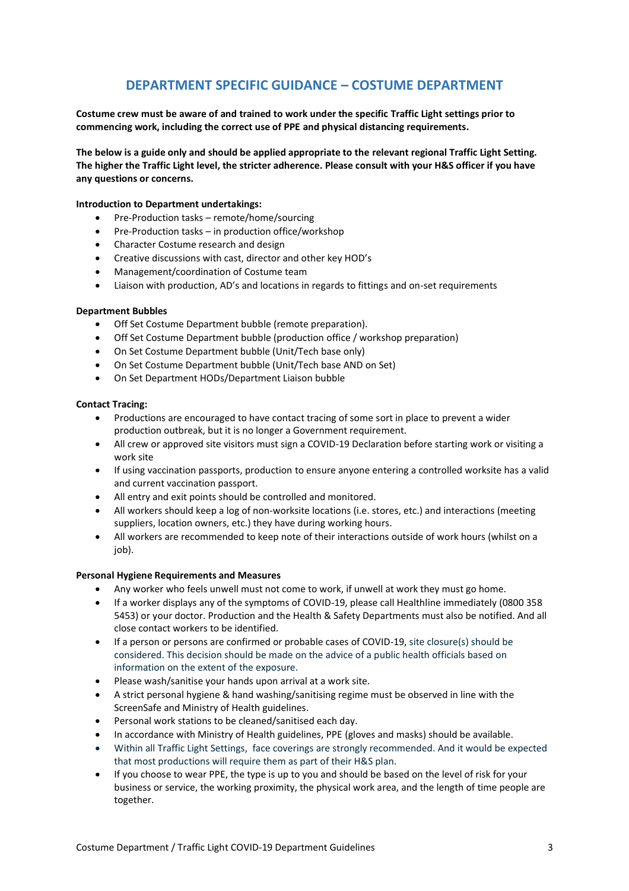## DEPARTMENT SPECIFIC GUIDANCE – COSTUME DEPARTMENT

**Costume crew must be aware of and trained to work under the specific Traffic Light settings prior to commencing work, including the correct use of PPE and physical distancing requirements.**

**The below is a guide only and should be applied appropriate to the relevant regional Traffic Light Setting. The higher the Traffic Light level, the stricter adherence. Please consult with your H&S officer if you have any questions or concerns.**

**Introduction to Department undertakings:**

- Pre-Production tasks – remote/home/sourcing
- Pre-Production tasks – in production office/workshop
- Character Costume research and design
- Creative discussions with cast, director and other key HOD's
- Management/coordination of Costume team
- Liaison with production, AD's and locations in regards to fittings and on-set requirements

**Department Bubbles**

- Off Set Costume Department bubble (remote preparation).
- Off Set Costume Department bubble (production office / workshop preparation)
- On Set Costume Department bubble (Unit/Tech base only)
- On Set Costume Department bubble (Unit/Tech base AND on Set)
- On Set Department HODs/Department Liaison bubble

**Contact Tracing:**

- Productions are encouraged to have contact tracing of some sort in place to prevent a wider production outbreak, but it is no longer a Government requirement.
- All crew or approved site visitors must sign a COVID-19 Declaration before starting work or visiting a work site
- If using vaccination passports, production to ensure anyone entering a controlled worksite has a valid and current vaccination passport.
- All entry and exit points should be controlled and monitored.
- All workers should keep a log of non-worksite locations (i.e. stores, etc.) and interactions (meeting suppliers, location owners, etc.) they have during working hours.
- All workers are recommended to keep note of their interactions outside of work hours (whilst on a job).

**Personal Hygiene Requirements and Measures**

- Any worker who feels unwell must not come to work, if unwell at work they must go home.
- If a worker displays any of the symptoms of COVID-19, please call Healthline immediately (0800 358 5453) or your doctor. Production and the Health & Safety Departments must also be notified. And all close contact workers to be identified.
- If a person or persons are confirmed or probable cases of COVID-19, site closure(s) should be considered. This decision should be made on the advice of a public health officials based on information on the extent of the exposure.
- Please wash/sanitise your hands upon arrival at a work site.
- A strict personal hygiene & hand washing/sanitising regime must be observed in line with the ScreenSafe and Ministry of Health guidelines.
- Personal work stations to be cleaned/sanitised each day.
- In accordance with Ministry of Health guidelines, PPE (gloves and masks) should be available.
- Within all Traffic Light Settings, face coverings are strongly recommended. And it would be expected that most productions will require them as part of their H&S plan.
- If you choose to wear PPE, the type is up to you and should be based on the level of risk for your business or service, the working proximity, the physical work area, and the length of time people are together.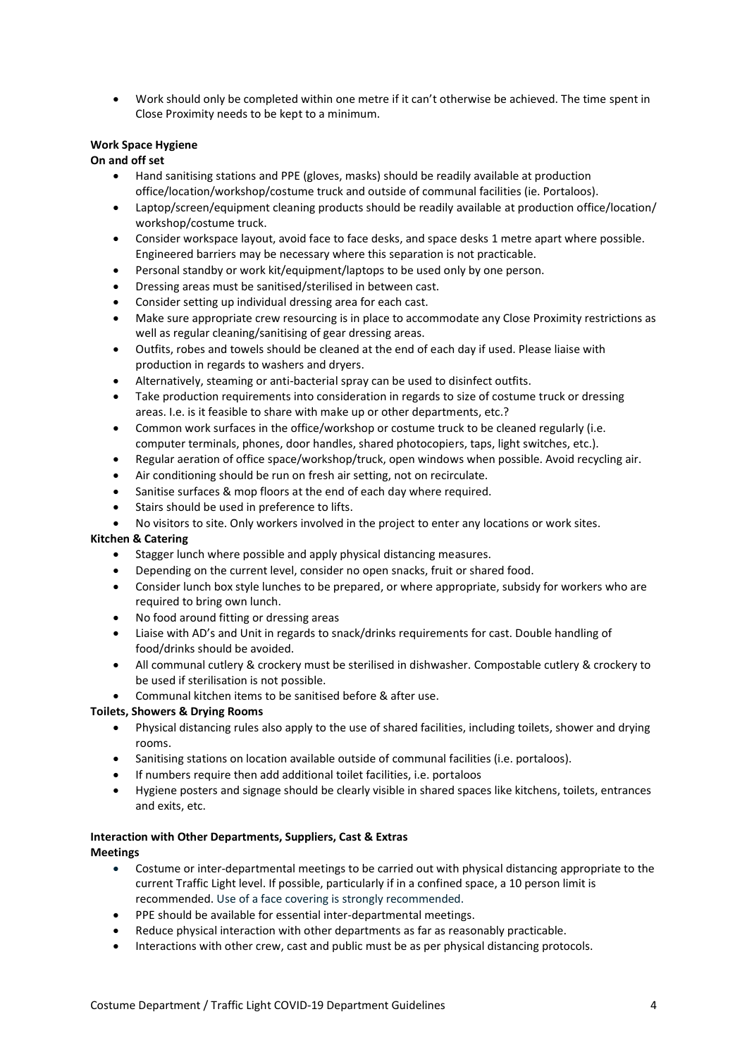- Work should only be completed within one metre if it can't otherwise be achieved. The time spent in Close Proximity needs to be kept to a minimum.

**Work Space Hygiene**

**On and off set**

- Hand sanitising stations and PPE (gloves, masks) should be readily available at production office/location/workshop/costume truck and outside of communal facilities (ie. Portaloos).
- Laptop/screen/equipment cleaning products should be readily available at production office/location/ workshop/costume truck.
- Consider workspace layout, avoid face to face desks, and space desks 1 metre apart where possible. Engineered barriers may be necessary where this separation is not practicable.
- Personal standby or work kit/equipment/laptops to be used only by one person.
- Dressing areas must be sanitised/sterilised in between cast.
- Consider setting up individual dressing area for each cast.
- Make sure appropriate crew resourcing is in place to accommodate any Close Proximity restrictions as well as regular cleaning/sanitising of gear dressing areas.
- Outfits, robes and towels should be cleaned at the end of each day if used. Please liaise with production in regards to washers and dryers.
- Alternatively, steaming or anti-bacterial spray can be used to disinfect outfits.
- Take production requirements into consideration in regards to size of costume truck or dressing areas. I.e. is it feasible to share with make up or other departments, etc.?
- Common work surfaces in the office/workshop or costume truck to be cleaned regularly (i.e. computer terminals, phones, door handles, shared photocopiers, taps, light switches, etc.).
- Regular aeration of office space/workshop/truck, open windows when possible. Avoid recycling air.
- Air conditioning should be run on fresh air setting, not on recirculate.
- Sanitise surfaces & mop floors at the end of each day where required.
- Stairs should be used in preference to lifts.
- No visitors to site. Only workers involved in the project to enter any locations or work sites.

**Kitchen & Catering**

- Stagger lunch where possible and apply physical distancing measures.
- Depending on the current level, consider no open snacks, fruit or shared food.
- Consider lunch box style lunches to be prepared, or where appropriate, subsidy for workers who are required to bring own lunch.
- No food around fitting or dressing areas
- Liaise with AD's and Unit in regards to snack/drinks requirements for cast. Double handling of food/drinks should be avoided.
- All communal cutlery & crockery must be sterilised in dishwasher. Compostable cutlery & crockery to be used if sterilisation is not possible.
- Communal kitchen items to be sanitised before & after use.

**Toilets, Showers & Drying Rooms**

- Physical distancing rules also apply to the use of shared facilities, including toilets, shower and drying rooms.
- Sanitising stations on location available outside of communal facilities (i.e. portaloos).
- If numbers require then add additional toilet facilities, i.e. portaloos
- Hygiene posters and signage should be clearly visible in shared spaces like kitchens, toilets, entrances and exits, etc.

**Interaction with Other Departments, Suppliers, Cast & Extras**

**Meetings**

- Costume or inter-departmental meetings to be carried out with physical distancing appropriate to the current Traffic Light level. If possible, particularly if in a confined space, a 10 person limit is recommended. Use of a face covering is strongly recommended.
- PPE should be available for essential inter-departmental meetings.
- Reduce physical interaction with other departments as far as reasonably practicable.
- Interactions with other crew, cast and public must be as per physical distancing protocols.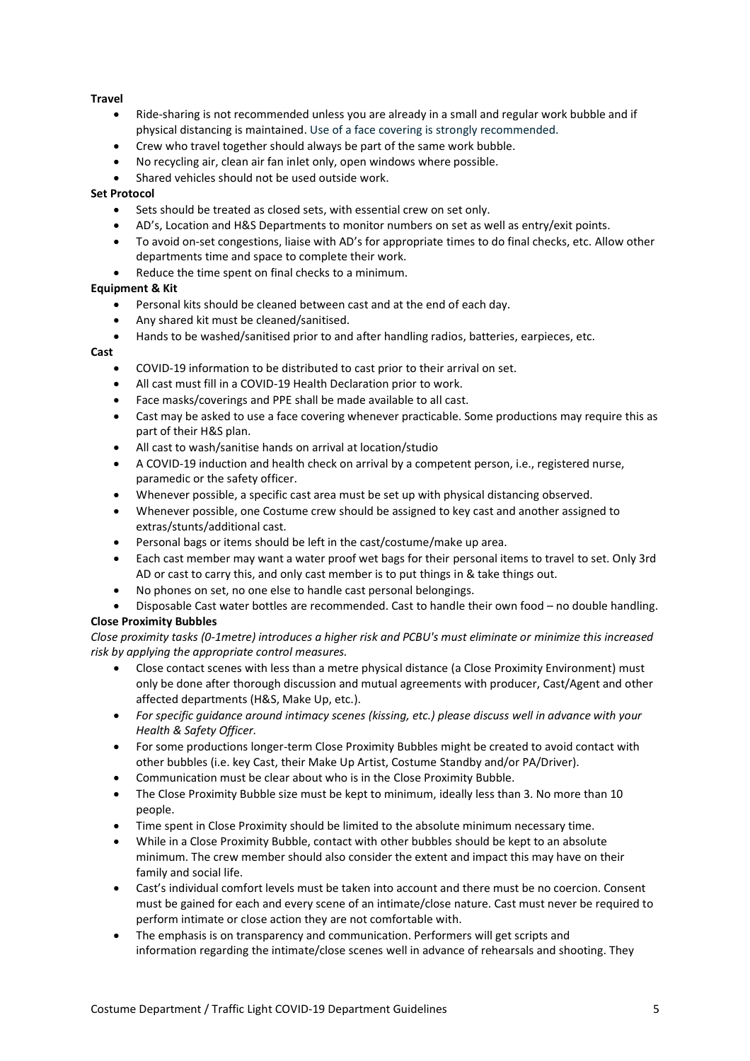**Travel**

- Ride-sharing is not recommended unless you are already in a small and regular work bubble and if physical distancing is maintained. Use of a face covering is strongly recommended.
- Crew who travel together should always be part of the same work bubble.
- No recycling air, clean air fan inlet only, open windows where possible.
- Shared vehicles should not be used outside work.

**Set Protocol**

- Sets should be treated as closed sets, with essential crew on set only.
- AD's, Location and H&S Departments to monitor numbers on set as well as entry/exit points.
- To avoid on-set congestions, liaise with AD's for appropriate times to do final checks, etc. Allow other departments time and space to complete their work.
- Reduce the time spent on final checks to a minimum.

**Equipment & Kit**

- Personal kits should be cleaned between cast and at the end of each day.
- Any shared kit must be cleaned/sanitised.
- Hands to be washed/sanitised prior to and after handling radios, batteries, earpieces, etc.

**Cast**

- COVID-19 information to be distributed to cast prior to their arrival on set.
- All cast must fill in a COVID-19 Health Declaration prior to work.
- Face masks/coverings and PPE shall be made available to all cast.
- Cast may be asked to use a face covering whenever practicable. Some productions may require this as part of their H&S plan.
- All cast to wash/sanitise hands on arrival at location/studio
- A COVID-19 induction and health check on arrival by a competent person, i.e., registered nurse, paramedic or the safety officer.
- Whenever possible, a specific cast area must be set up with physical distancing observed.
- Whenever possible, one Costume crew should be assigned to key cast and another assigned to extras/stunts/additional cast.
- Personal bags or items should be left in the cast/costume/make up area.
- Each cast member may want a water proof wet bags for their personal items to travel to set. Only 3rd AD or cast to carry this, and only cast member is to put things in & take things out.
- No phones on set, no one else to handle cast personal belongings.
- Disposable Cast water bottles are recommended. Cast to handle their own food – no double handling.

**Close Proximity Bubbles**

*Close proximity tasks (0-1metre) introduces a higher risk and PCBU's must eliminate or minimize this increased risk by applying the appropriate control measures.*

- Close contact scenes with less than a metre physical distance (a Close Proximity Environment) must only be done after thorough discussion and mutual agreements with producer, Cast/Agent and other affected departments (H&S, Make Up, etc.).
- *For specific guidance around intimacy scenes (kissing, etc.) please discuss well in advance with your Health & Safety Officer.*
- For some productions longer-term Close Proximity Bubbles might be created to avoid contact with other bubbles (i.e. key Cast, their Make Up Artist, Costume Standby and/or PA/Driver).
- Communication must be clear about who is in the Close Proximity Bubble.
- The Close Proximity Bubble size must be kept to minimum, ideally less than 3. No more than 10 people.
- Time spent in Close Proximity should be limited to the absolute minimum necessary time.
- While in a Close Proximity Bubble, contact with other bubbles should be kept to an absolute minimum. The crew member should also consider the extent and impact this may have on their family and social life.
- Cast's individual comfort levels must be taken into account and there must be no coercion. Consent must be gained for each and every scene of an intimate/close nature. Cast must never be required to perform intimate or close action they are not comfortable with.
- The emphasis is on transparency and communication. Performers will get scripts and information regarding the intimate/close scenes well in advance of rehearsals and shooting. They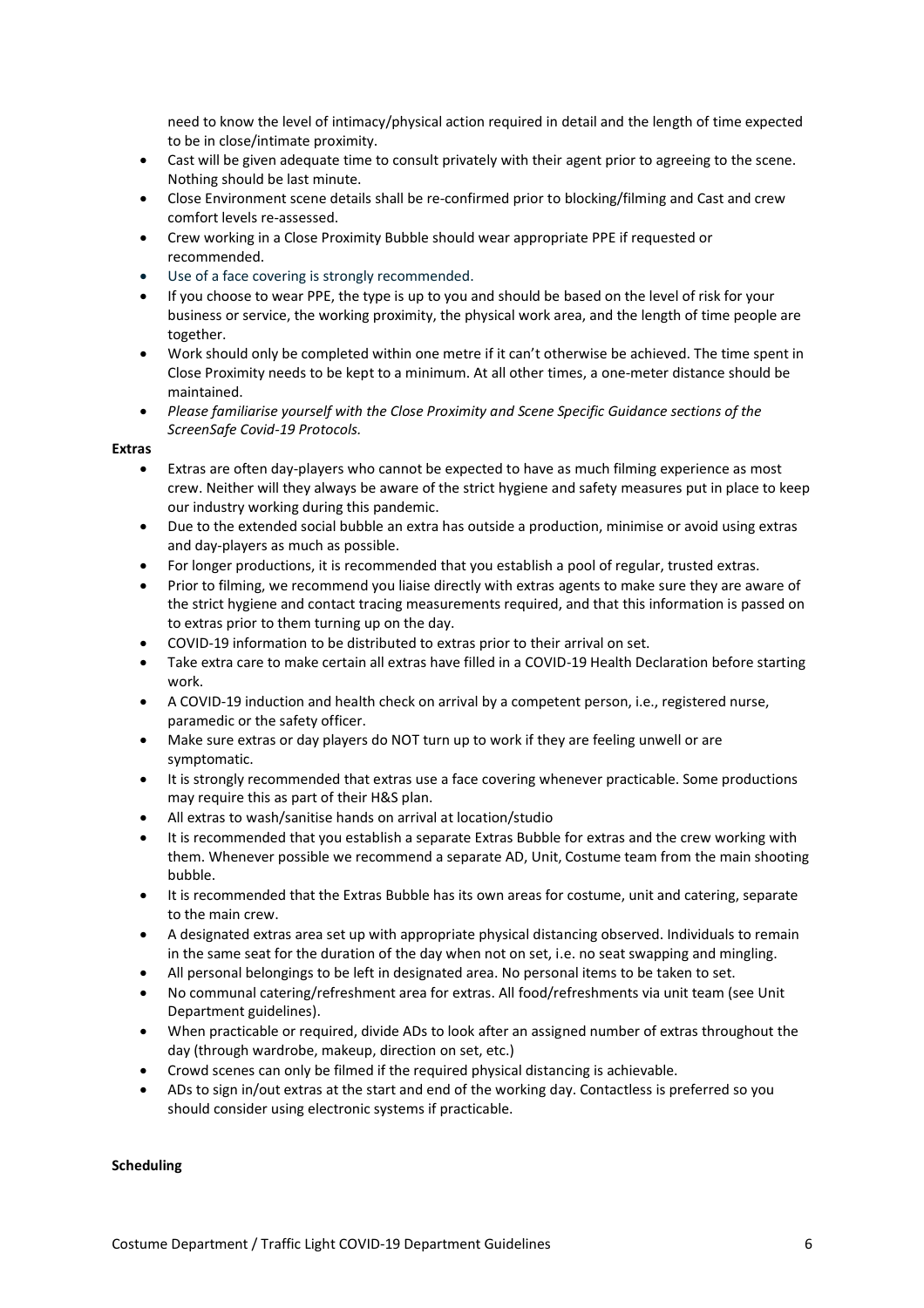need to know the level of intimacy/physical action required in detail and the length of time expected to be in close/intimate proximity.

- Cast will be given adequate time to consult privately with their agent prior to agreeing to the scene. Nothing should be last minute.
- Close Environment scene details shall be re-confirmed prior to blocking/filming and Cast and crew comfort levels re-assessed.
- Crew working in a Close Proximity Bubble should wear appropriate PPE if requested or recommended.
- Use of a face covering is strongly recommended.
- If you choose to wear PPE, the type is up to you and should be based on the level of risk for your business or service, the working proximity, the physical work area, and the length of time people are together.
- Work should only be completed within one metre if it can't otherwise be achieved. The time spent in Close Proximity needs to be kept to a minimum. At all other times, a one-meter distance should be maintained.
- *Please familiarise yourself with the Close Proximity and Scene Specific Guidance sections of the ScreenSafe Covid-19 Protocols.*

**Extras**

- Extras are often day-players who cannot be expected to have as much filming experience as most crew. Neither will they always be aware of the strict hygiene and safety measures put in place to keep our industry working during this pandemic.
- Due to the extended social bubble an extra has outside a production, minimise or avoid using extras and day-players as much as possible.
- For longer productions, it is recommended that you establish a pool of regular, trusted extras.
- Prior to filming, we recommend you liaise directly with extras agents to make sure they are aware of the strict hygiene and contact tracing measurements required, and that this information is passed on to extras prior to them turning up on the day.
- COVID-19 information to be distributed to extras prior to their arrival on set.
- Take extra care to make certain all extras have filled in a COVID-19 Health Declaration before starting work.
- A COVID-19 induction and health check on arrival by a competent person, i.e., registered nurse, paramedic or the safety officer.
- Make sure extras or day players do NOT turn up to work if they are feeling unwell or are symptomatic.
- It is strongly recommended that extras use a face covering whenever practicable. Some productions may require this as part of their H&S plan.
- All extras to wash/sanitise hands on arrival at location/studio
- It is recommended that you establish a separate Extras Bubble for extras and the crew working with them. Whenever possible we recommend a separate AD, Unit, Costume team from the main shooting bubble.
- It is recommended that the Extras Bubble has its own areas for costume, unit and catering, separate to the main crew.
- A designated extras area set up with appropriate physical distancing observed. Individuals to remain in the same seat for the duration of the day when not on set, i.e. no seat swapping and mingling.
- All personal belongings to be left in designated area. No personal items to be taken to set.
- No communal catering/refreshment area for extras. All food/refreshments via unit team (see Unit Department guidelines).
- When practicable or required, divide ADs to look after an assigned number of extras throughout the day (through wardrobe, makeup, direction on set, etc.)
- Crowd scenes can only be filmed if the required physical distancing is achievable.
- ADs to sign in/out extras at the start and end of the working day. Contactless is preferred so you should consider using electronic systems if practicable.

**Scheduling**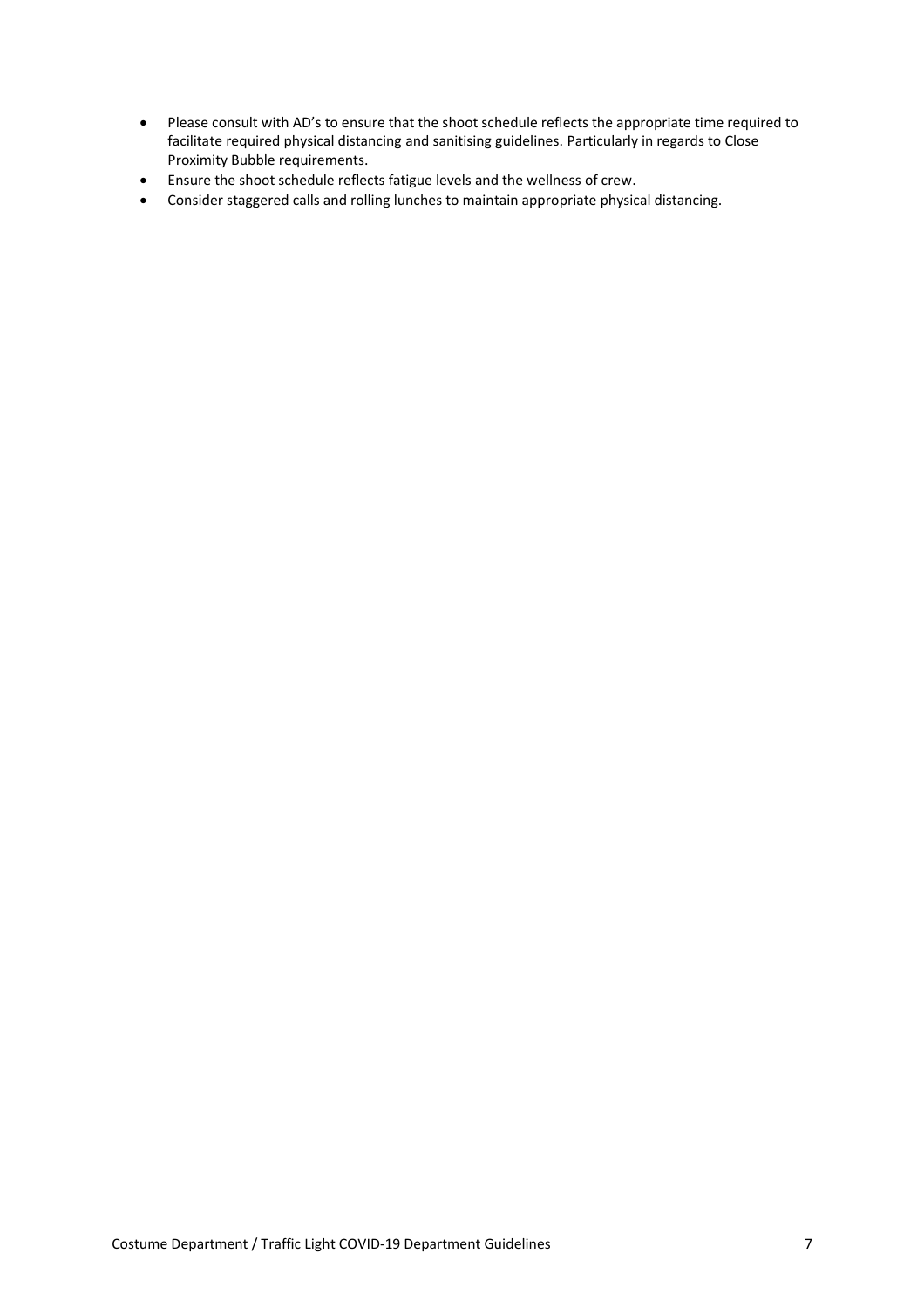- Please consult with AD's to ensure that the shoot schedule reflects the appropriate time required to facilitate required physical distancing and sanitising guidelines. Particularly in regards to Close Proximity Bubble requirements.
- Ensure the shoot schedule reflects fatigue levels and the wellness of crew.
- Consider staggered calls and rolling lunches to maintain appropriate physical distancing.